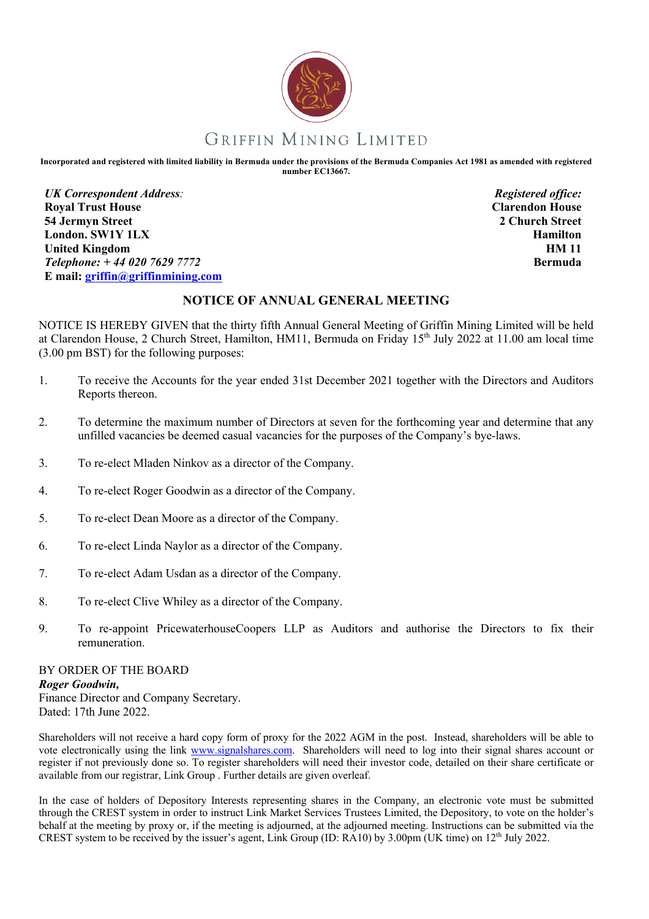# GRIFFIN MINING LIMITED

**Incorporated and registered with limited liability in Bermuda under the provisions of the Bermuda Companies Act 1981 as amended with registered number EC13667.**

***UK Correspondent Address*:**
**Royal Trust House**
**54 Jermyn Street**
**London. SW1Y 1LX**
**United Kingdom**
***Telephone: + 44 020 7629 7772***
**E mail: griffin@griffinmining.com**

***Registered office:***
**Clarendon House**
**2 Church Street**
**Hamilton**
**HM 11**
**Bermuda**

## NOTICE OF ANNUAL GENERAL MEETING

NOTICE IS HEREBY GIVEN that the thirty fifth Annual General Meeting of Griffin Mining Limited will be held at Clarendon House, 2 Church Street, Hamilton, HM11, Bermuda on Friday 15th July 2022 at 11.00 am local time (3.00 pm BST) for the following purposes:

1. To receive the Accounts for the year ended 31st December 2021 together with the Directors and Auditors Reports thereon.
2. To determine the maximum number of Directors at seven for the forthcoming year and determine that any unfilled vacancies be deemed casual vacancies for the purposes of the Company's bye-laws.
3. To re-elect Mladen Ninkov as a director of the Company.
4. To re-elect Roger Goodwin as a director of the Company.
5. To re-elect Dean Moore as a director of the Company.
6. To re-elect Linda Naylor as a director of the Company.
7. To re-elect Adam Usdan as a director of the Company.
8. To re-elect Clive Whiley as a director of the Company.
9. To re-appoint PricewaterhouseCoopers LLP as Auditors and authorise the Directors to fix their remuneration.

BY ORDER OF THE BOARD
***Roger Goodwin,***
Finance Director and Company Secretary.
Dated: 17th June 2022.

Shareholders will not receive a hard copy form of proxy for the 2022 AGM in the post. Instead, shareholders will be able to vote electronically using the link www.signalshares.com. Shareholders will need to log into their signal shares account or register if not previously done so. To register shareholders will need their investor code, detailed on their share certificate or available from our registrar, Link Group . Further details are given overleaf.

In the case of holders of Depository Interests representing shares in the Company, an electronic vote must be submitted through the CREST system in order to instruct Link Market Services Trustees Limited, the Depository, to vote on the holder's behalf at the meeting by proxy or, if the meeting is adjourned, at the adjourned meeting. Instructions can be submitted via the CREST system to be received by the issuer's agent, Link Group (ID: RA10) by 3.00pm (UK time) on 12th July 2022.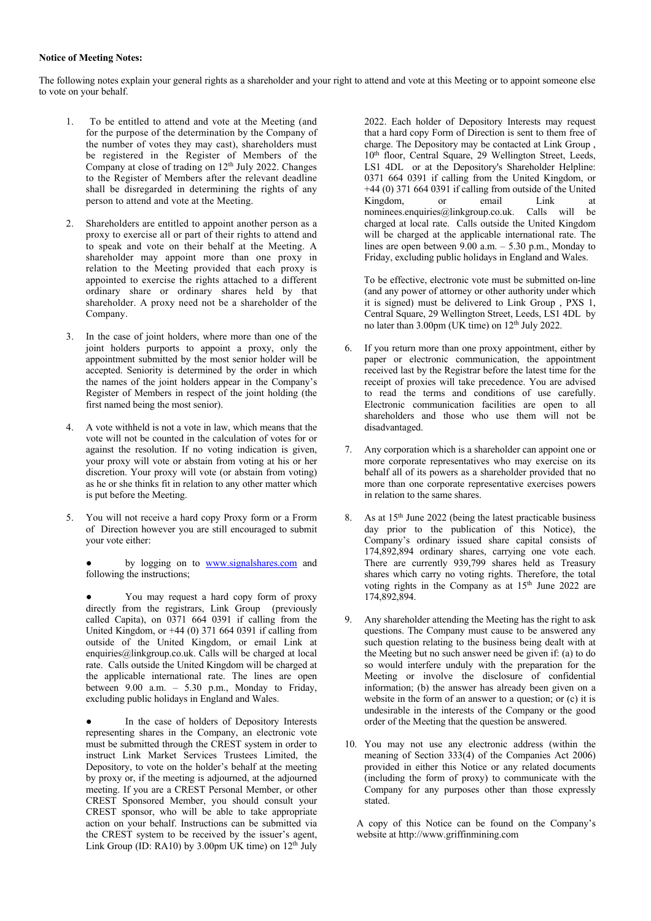**Notice of Meeting Notes:**

The following notes explain your general rights as a shareholder and your right to attend and vote at this Meeting or to appoint someone else to vote on your behalf.

1. To be entitled to attend and vote at the Meeting (and for the purpose of the determination by the Company of the number of votes they may cast), shareholders must be registered in the Register of Members of the Company at close of trading on 12th July 2022. Changes to the Register of Members after the relevant deadline shall be disregarded in determining the rights of any person to attend and vote at the Meeting.

2. Shareholders are entitled to appoint another person as a proxy to exercise all or part of their rights to attend and to speak and vote on their behalf at the Meeting. A shareholder may appoint more than one proxy in relation to the Meeting provided that each proxy is appointed to exercise the rights attached to a different ordinary share or ordinary shares held by that shareholder. A proxy need not be a shareholder of the Company.

3. In the case of joint holders, where more than one of the joint holders purports to appoint a proxy, only the appointment submitted by the most senior holder will be accepted. Seniority is determined by the order in which the names of the joint holders appear in the Company's Register of Members in respect of the joint holding (the first named being the most senior).

4. A vote withheld is not a vote in law, which means that the vote will not be counted in the calculation of votes for or against the resolution. If no voting indication is given, your proxy will vote or abstain from voting at his or her discretion. Your proxy will vote (or abstain from voting) as he or she thinks fit in relation to any other matter which is put before the Meeting.

5. You will not receive a hard copy Proxy form or a Frorm of Direction however you are still encouraged to submit your vote either:

   - by logging on to www.signalshares.com and following the instructions;

   - You may request a hard copy form of proxy directly from the registrars, Link Group (previously called Capita), on 0371 664 0391 if calling from the United Kingdom, or +44 (0) 371 664 0391 if calling from outside of the United Kingdom, or email Link at enquiries@linkgroup.co.uk. Calls will be charged at local rate. Calls outside the United Kingdom will be charged at the applicable international rate. The lines are open between 9.00 a.m. – 5.30 p.m., Monday to Friday, excluding public holidays in England and Wales.

   - In the case of holders of Depository Interests representing shares in the Company, an electronic vote must be submitted through the CREST system in order to instruct Link Market Services Trustees Limited, the Depository, to vote on the holder's behalf at the meeting by proxy or, if the meeting is adjourned, at the adjourned meeting. If you are a CREST Personal Member, or other CREST Sponsored Member, you should consult your CREST sponsor, who will be able to take appropriate action on your behalf. Instructions can be submitted via the CREST system to be received by the issuer's agent, Link Group (ID: RA10) by 3.00pm UK time) on 12th July 2022. Each holder of Depository Interests may request that a hard copy Form of Direction is sent to them free of charge. The Depository may be contacted at Link Group , 10th floor, Central Square, 29 Wellington Street, Leeds, LS1 4DL or at the Depository's Shareholder Helpline: 0371 664 0391 if calling from the United Kingdom, or +44 (0) 371 664 0391 if calling from outside of the United Kingdom, or email Link at nominees.enquiries@linkgroup.co.uk. Calls will be charged at local rate. Calls outside the United Kingdom will be charged at the applicable international rate. The lines are open between 9.00 a.m. – 5.30 p.m., Monday to Friday, excluding public holidays in England and Wales.

   To be effective, electronic vote must be submitted on-line (and any power of attorney or other authority under which it is signed) must be delivered to Link Group , PXS 1, Central Square, 29 Wellington Street, Leeds, LS1 4DL by no later than 3.00pm (UK time) on 12th July 2022.

6. If you return more than one proxy appointment, either by paper or electronic communication, the appointment received last by the Registrar before the latest time for the receipt of proxies will take precedence. You are advised to read the terms and conditions of use carefully. Electronic communication facilities are open to all shareholders and those who use them will not be disadvantaged.

7. Any corporation which is a shareholder can appoint one or more corporate representatives who may exercise on its behalf all of its powers as a shareholder provided that no more than one corporate representative exercises powers in relation to the same shares.

8. As at 15th June 2022 (being the latest practicable business day prior to the publication of this Notice), the Company's ordinary issued share capital consists of 174,892,894 ordinary shares, carrying one vote each. There are currently 939,799 shares held as Treasury shares which carry no voting rights. Therefore, the total voting rights in the Company as at 15th June 2022 are 174,892,894.

9. Any shareholder attending the Meeting has the right to ask questions. The Company must cause to be answered any such question relating to the business being dealt with at the Meeting but no such answer need be given if: (a) to do so would interfere unduly with the preparation for the Meeting or involve the disclosure of confidential information; (b) the answer has already been given on a website in the form of an answer to a question; or (c) it is undesirable in the interests of the Company or the good order of the Meeting that the question be answered.

10. You may not use any electronic address (within the meaning of Section 333(4) of the Companies Act 2006) provided in either this Notice or any related documents (including the form of proxy) to communicate with the Company for any purposes other than those expressly stated.

A copy of this Notice can be found on the Company's website at http://www.griffinmining.com